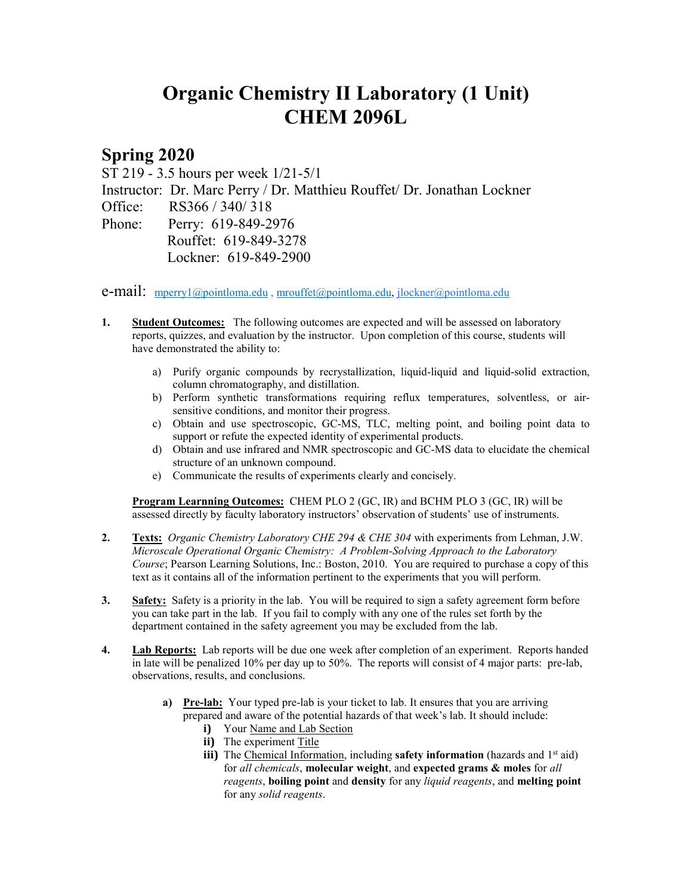# Organic Chemistry II Laboratory (1 Unit)
# CHEM 2096L

## Spring 2020

ST 219 - 3.5 hours per week 1/21-5/1

Instructor: Dr. Marc Perry / Dr. Matthieu Rouffet/ Dr. Jonathan Lockner

Office: RS366 / 340/ 318

Phone: Perry: 619-849-2976
Rouffet: 619-849-3278
Lockner: 619-849-2900

e-mail: mperry1@pointloma.edu , mrouffet@pointloma.edu, jlockner@pointloma.edu

1. **Student Outcomes:** The following outcomes are expected and will be assessed on laboratory reports, quizzes, and evaluation by the instructor. Upon completion of this course, students will have demonstrated the ability to:

   a) Purify organic compounds by recrystallization, liquid-liquid and liquid-solid extraction, column chromatography, and distillation.
   
   b) Perform synthetic transformations requiring reflux temperatures, solventless, or air-sensitive conditions, and monitor their progress.
   
   c) Obtain and use spectroscopic, GC-MS, TLC, melting point, and boiling point data to support or refute the expected identity of experimental products.
   
   d) Obtain and use infrared and NMR spectroscopic and GC-MS data to elucidate the chemical structure of an unknown compound.
   
   e) Communicate the results of experiments clearly and concisely.

   **Program Learnning Outcomes:** CHEM PLO 2 (GC, IR) and BCHM PLO 3 (GC, IR) will be assessed directly by faculty laboratory instructors' observation of students' use of instruments.

2. **Texts:** *Organic Chemistry Laboratory CHE 294 & CHE 304* with experiments from Lehman, J.W. *Microscale Operational Organic Chemistry: A Problem-Solving Approach to the Laboratory Course*; Pearson Learning Solutions, Inc.: Boston, 2010. You are required to purchase a copy of this text as it contains all of the information pertinent to the experiments that you will perform.

3. **Safety:** Safety is a priority in the lab. You will be required to sign a safety agreement form before you can take part in the lab. If you fail to comply with any one of the rules set forth by the department contained in the safety agreement you may be excluded from the lab.

4. **Lab Reports:** Lab reports will be due one week after completion of an experiment. Reports handed in late will be penalized 10% per day up to 50%. The reports will consist of 4 major parts: pre-lab, observations, results, and conclusions.

   **a) Pre-lab:** Your typed pre-lab is your ticket to lab. It ensures that you are arriving prepared and aware of the potential hazards of that week's lab. It should include:
   
   **i)** Your Name and Lab Section
   
   **ii)** The experiment Title
   
   **iii)** The Chemical Information, including **safety information** (hazards and 1st aid) for *all chemicals*, **molecular weight**, and **expected grams & moles** for *all reagents*, **boiling point** and **density** for any *liquid reagents*, and **melting point** for any *solid reagents*.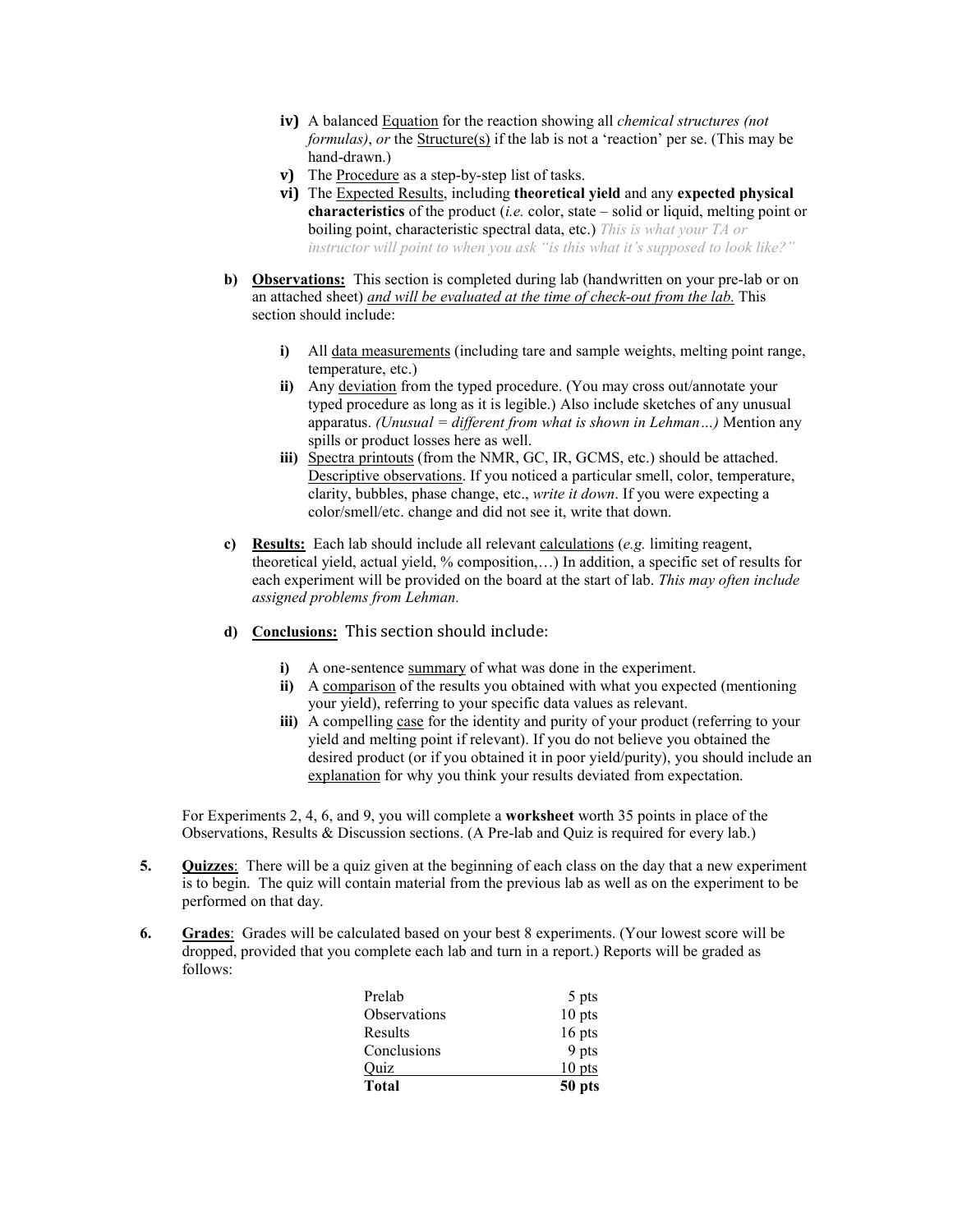- **iv)** A balanced Equation for the reaction showing all *chemical structures (not formulas)*, *or* the Structure(s) if the lab is not a 'reaction' per se. (This may be hand-drawn.)
- **v)** The Procedure as a step-by-step list of tasks.
- **vi)** The Expected Results, including **theoretical yield** and any **expected physical characteristics** of the product (*i.e.* color, state – solid or liquid, melting point or boiling point, characteristic spectral data, etc.) *This is what your TA or instructor will point to when you ask "is this what it's supposed to look like?"*

**b) Observations:** This section is completed during lab (handwritten on your pre-lab or on an attached sheet) ***and will be evaluated at the time of check-out from the lab.*** This section should include:

- **i)** All data measurements (including tare and sample weights, melting point range, temperature, etc.)
- **ii)** Any deviation from the typed procedure. (You may cross out/annotate your typed procedure as long as it is legible.) Also include sketches of any unusual apparatus. *(Unusual = different from what is shown in Lehman…)* Mention any spills or product losses here as well.
- **iii)** Spectra printouts (from the NMR, GC, IR, GCMS, etc.) should be attached. Descriptive observations. If you noticed a particular smell, color, temperature, clarity, bubbles, phase change, etc., *write it down*. If you were expecting a color/smell/etc. change and did not see it, write that down.

**c) Results:** Each lab should include all relevant calculations (*e.g.* limiting reagent, theoretical yield, actual yield, % composition,…) In addition, a specific set of results for each experiment will be provided on the board at the start of lab. *This may often include assigned problems from Lehman.*

**d) Conclusions:** This section should include:

- **i)** A one-sentence summary of what was done in the experiment.
- **ii)** A comparison of the results you obtained with what you expected (mentioning your yield), referring to your specific data values as relevant.
- **iii)** A compelling case for the identity and purity of your product (referring to your yield and melting point if relevant). If you do not believe you obtained the desired product (or if you obtained it in poor yield/purity), you should include an explanation for why you think your results deviated from expectation.

For Experiments 2, 4, 6, and 9, you will complete a **worksheet** worth 35 points in place of the Observations, Results & Discussion sections. (A Pre-lab and Quiz is required for every lab.)

**5. Quizzes**: There will be a quiz given at the beginning of each class on the day that a new experiment is to begin. The quiz will contain material from the previous lab as well as on the experiment to be performed on that day.

**6. Grades**: Grades will be calculated based on your best 8 experiments. (Your lowest score will be dropped, provided that you complete each lab and turn in a report.) Reports will be graded as follows:

| Item | Points |
|---|---|
| Prelab | 5 pts |
| Observations | 10 pts |
| Results | 16 pts |
| Conclusions | 9 pts |
| Quiz | 10 pts |
| **Total** | **50 pts** |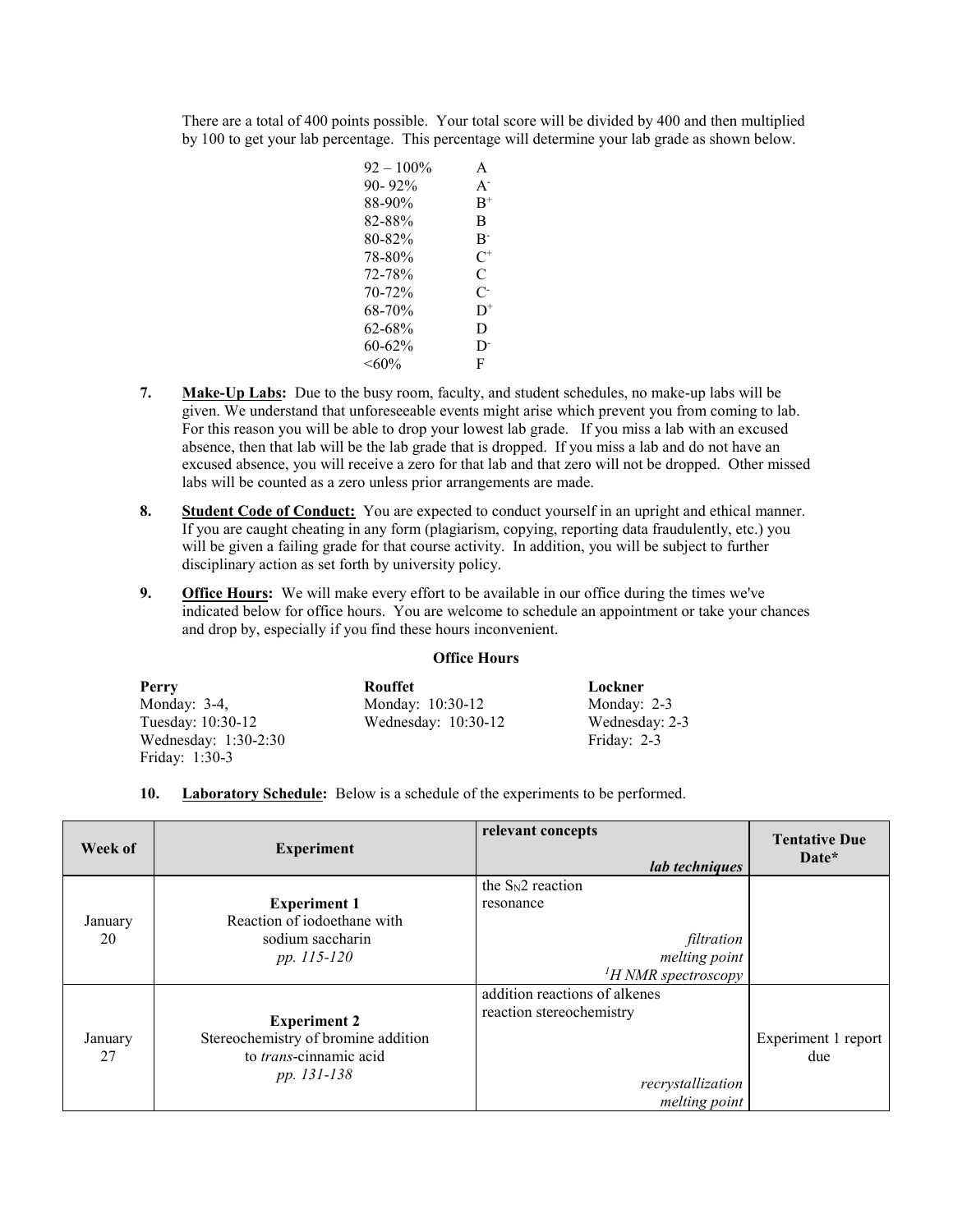There are a total of 400 points possible. Your total score will be divided by 400 and then multiplied by 100 to get your lab percentage. This percentage will determine your lab grade as shown below.

| | |
|---|---|
| 92 – 100% | A |
| 90- 92% | A$^-$ |
| 88-90% | B$^+$ |
| 82-88% | B |
| 80-82% | B$^-$ |
| 78-80% | C$^+$ |
| 72-78% | C |
| 70-72% | C$^-$ |
| 68-70% | D$^+$ |
| 62-68% | D |
| 60-62% | D$^-$ |
| <60% | F |

7. **Make-Up Labs:** Due to the busy room, faculty, and student schedules, no make-up labs will be given. We understand that unforeseeable events might arise which prevent you from coming to lab. For this reason you will be able to drop your lowest lab grade. If you miss a lab with an excused absence, then that lab will be the lab grade that is dropped. If you miss a lab and do not have an excused absence, you will receive a zero for that lab and that zero will not be dropped. Other missed labs will be counted as a zero unless prior arrangements are made.

8. **Student Code of Conduct:** You are expected to conduct yourself in an upright and ethical manner. If you are caught cheating in any form (plagiarism, copying, reporting data fraudulently, etc.) you will be given a failing grade for that course activity. In addition, you will be subject to further disciplinary action as set forth by university policy.

9. **Office Hours:** We will make every effort to be available in our office during the times we've indicated below for office hours. You are welcome to schedule an appointment or take your chances and drop by, especially if you find these hours inconvenient.

**Office Hours**

| **Perry** | **Rouffet** | **Lockner** |
|---|---|---|
| Monday: 3-4, | Monday: 10:30-12 | Monday: 2-3 |
| Tuesday: 10:30-12 | Wednesday: 10:30-12 | Wednesday: 2-3 |
| Wednesday: 1:30-2:30 | | Friday: 2-3 |
| Friday: 1:30-3 | | |

10. **Laboratory Schedule:** Below is a schedule of the experiments to be performed.

| Week of | Experiment | relevant concepts / *lab techniques* | Tentative Due Date* |
|---|---|---|---|
| January 20 | **Experiment 1** Reaction of iodoethane with sodium saccharin *pp. 115-120* | the $S_N2$ reaction; resonance; *filtration*; *melting point*; *$^1H$ NMR spectroscopy* | |
| January 27 | **Experiment 2** Stereochemistry of bromine addition to *trans*-cinnamic acid *pp. 131-138* | addition reactions of alkenes; reaction stereochemistry; *recrystallization*; *melting point* | Experiment 1 report due |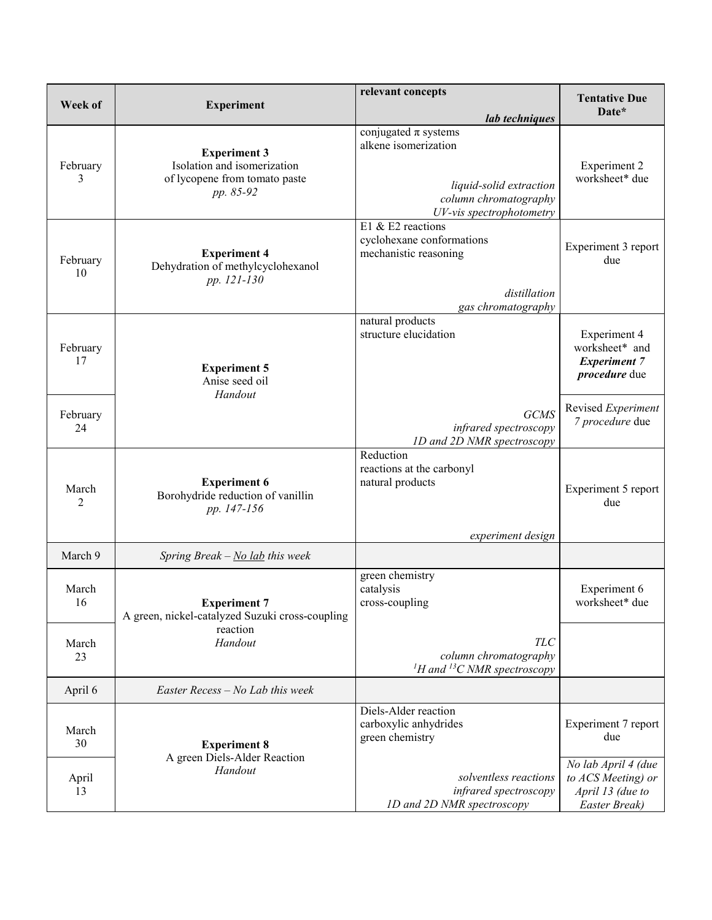| Week of | Experiment | relevant concepts<br>*lab techniques* | Tentative Due Date* |
|---|---|---|---|
| February 3 | **Experiment 3**<br>Isolation and isomerization of lycopene from tomato paste<br>*pp. 85-92* | conjugated π systems<br>alkene isomerization<br>*liquid-solid extraction*<br>*column chromatography*<br>*UV-vis spectrophotometry* | Experiment 2 worksheet* due |
| February 10 | **Experiment 4**<br>Dehydration of methylcyclohexanol<br>*pp. 121-130* | E1 & E2 reactions<br>cyclohexane conformations<br>mechanistic reasoning<br>*distillation*<br>*gas chromatography* | Experiment 3 report due |
| February 17 | **Experiment 5**<br>Anise seed oil<br>*Handout* | natural products<br>structure elucidation<br>*GCMS*<br>*infrared spectroscopy*<br>*1D and 2D NMR spectroscopy* | Experiment 4 worksheet* and ***Experiment 7 procedure*** due |
| February 24 | | | Revised *Experiment 7 procedure* due |
| March 2 | **Experiment 6**<br>Borohydride reduction of vanillin<br>*pp. 147-156* | Reduction<br>reactions at the carbonyl<br>natural products<br>*experiment design* | Experiment 5 report due |
| March 9 | *Spring Break – No lab this week* | | |
| March 16 | **Experiment 7**<br>A green, nickel-catalyzed Suzuki cross-coupling reaction<br>*Handout* | green chemistry<br>catalysis<br>cross-coupling<br>*TLC*<br>*column chromatography*<br>*$^1H$ and $^{13}C$ NMR spectroscopy* | Experiment 6 worksheet* due |
| March 23 | | | |
| April 6 | *Easter Recess – No Lab this week* | | |
| March 30 | **Experiment 8**<br>A green Diels-Alder Reaction<br>*Handout* | Diels-Alder reaction<br>carboxylic anhydrides<br>green chemistry<br>*solventless reactions*<br>*infrared spectroscopy*<br>*1D and 2D NMR spectroscopy* | Experiment 7 report due |
| April 13 | | | *No lab April 4 (due to ACS Meeting) or April 13 (due to Easter Break)* |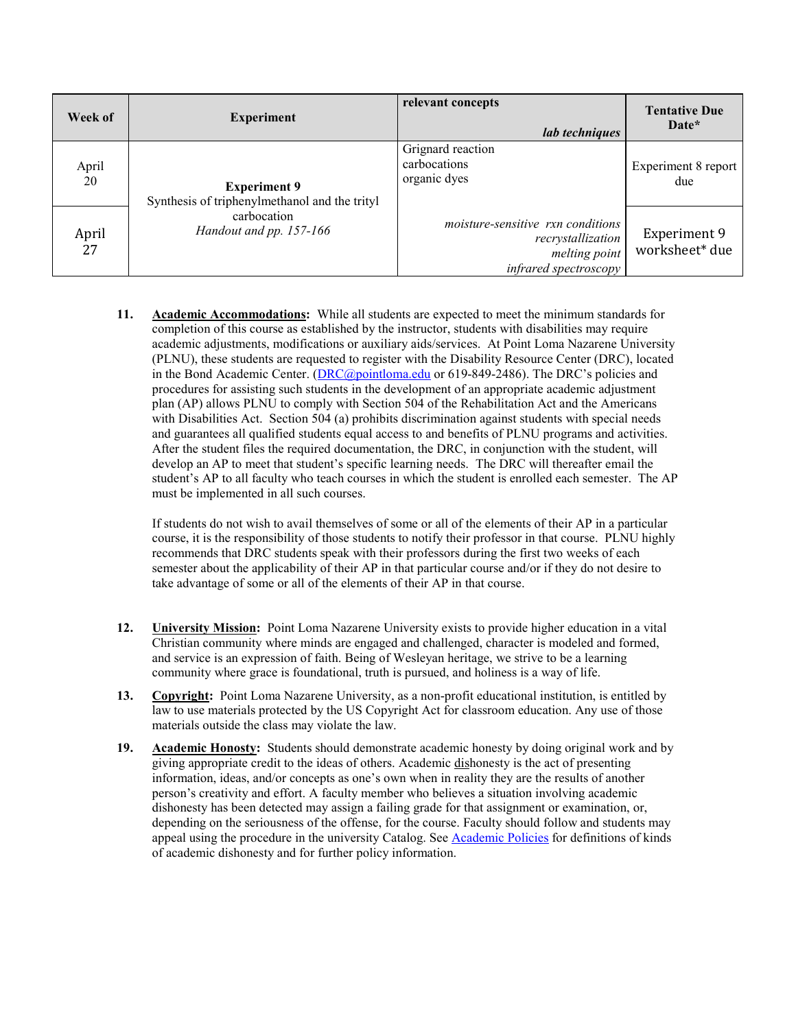| Week of | Experiment | relevant concepts *lab techniques* | Tentative Due Date* |
|---|---|---|---|
| April 20 | **Experiment 9** Synthesis of triphenylmethanol and the trityl carbocation *Handout and pp. 157-166* | Grignard reaction carbocations organic dyes | Experiment 8 report due |
| April 27 | | *moisture-sensitive rxn conditions recrystallization melting point infrared spectroscopy* | Experiment 9 worksheet* due |

**11.** **Academic Accommodations:** While all students are expected to meet the minimum standards for completion of this course as established by the instructor, students with disabilities may require academic adjustments, modifications or auxiliary aids/services. At Point Loma Nazarene University (PLNU), these students are requested to register with the Disability Resource Center (DRC), located in the Bond Academic Center. (DRC@pointloma.edu or 619-849-2486). The DRC's policies and procedures for assisting such students in the development of an appropriate academic adjustment plan (AP) allows PLNU to comply with Section 504 of the Rehabilitation Act and the Americans with Disabilities Act. Section 504 (a) prohibits discrimination against students with special needs and guarantees all qualified students equal access to and benefits of PLNU programs and activities. After the student files the required documentation, the DRC, in conjunction with the student, will develop an AP to meet that student's specific learning needs. The DRC will thereafter email the student's AP to all faculty who teach courses in which the student is enrolled each semester. The AP must be implemented in all such courses.

If students do not wish to avail themselves of some or all of the elements of their AP in a particular course, it is the responsibility of those students to notify their professor in that course. PLNU highly recommends that DRC students speak with their professors during the first two weeks of each semester about the applicability of their AP in that particular course and/or if they do not desire to take advantage of some or all of the elements of their AP in that course.

**12.** **University Mission:** Point Loma Nazarene University exists to provide higher education in a vital Christian community where minds are engaged and challenged, character is modeled and formed, and service is an expression of faith. Being of Wesleyan heritage, we strive to be a learning community where grace is foundational, truth is pursued, and holiness is a way of life.

**13.** **Copyright:** Point Loma Nazarene University, as a non-profit educational institution, is entitled by law to use materials protected by the US Copyright Act for classroom education. Any use of those materials outside the class may violate the law.

**19.** **Academic Honesty:** Students should demonstrate academic honesty by doing original work and by giving appropriate credit to the ideas of others. Academic dishonesty is the act of presenting information, ideas, and/or concepts as one's own when in reality they are the results of another person's creativity and effort. A faculty member who believes a situation involving academic dishonesty has been detected may assign a failing grade for that assignment or examination, or, depending on the seriousness of the offense, for the course. Faculty should follow and students may appeal using the procedure in the university Catalog. See Academic Policies for definitions of kinds of academic dishonesty and for further policy information.